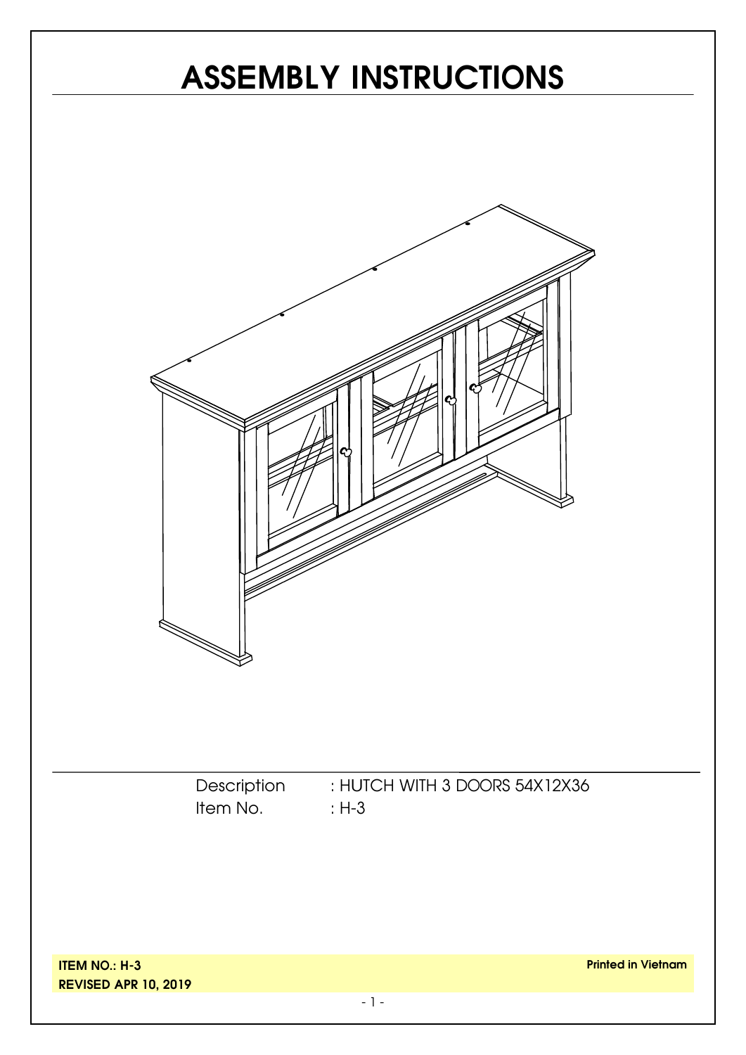# ASSEMBLY INSTRUCTIONS

Description : HUTCH WITH 3 DOORS 54X12X36

Item No. : H-3

**ITEM NO.: H-3**

**REVISED APR 10, 2019**

**Printed in Vietnam**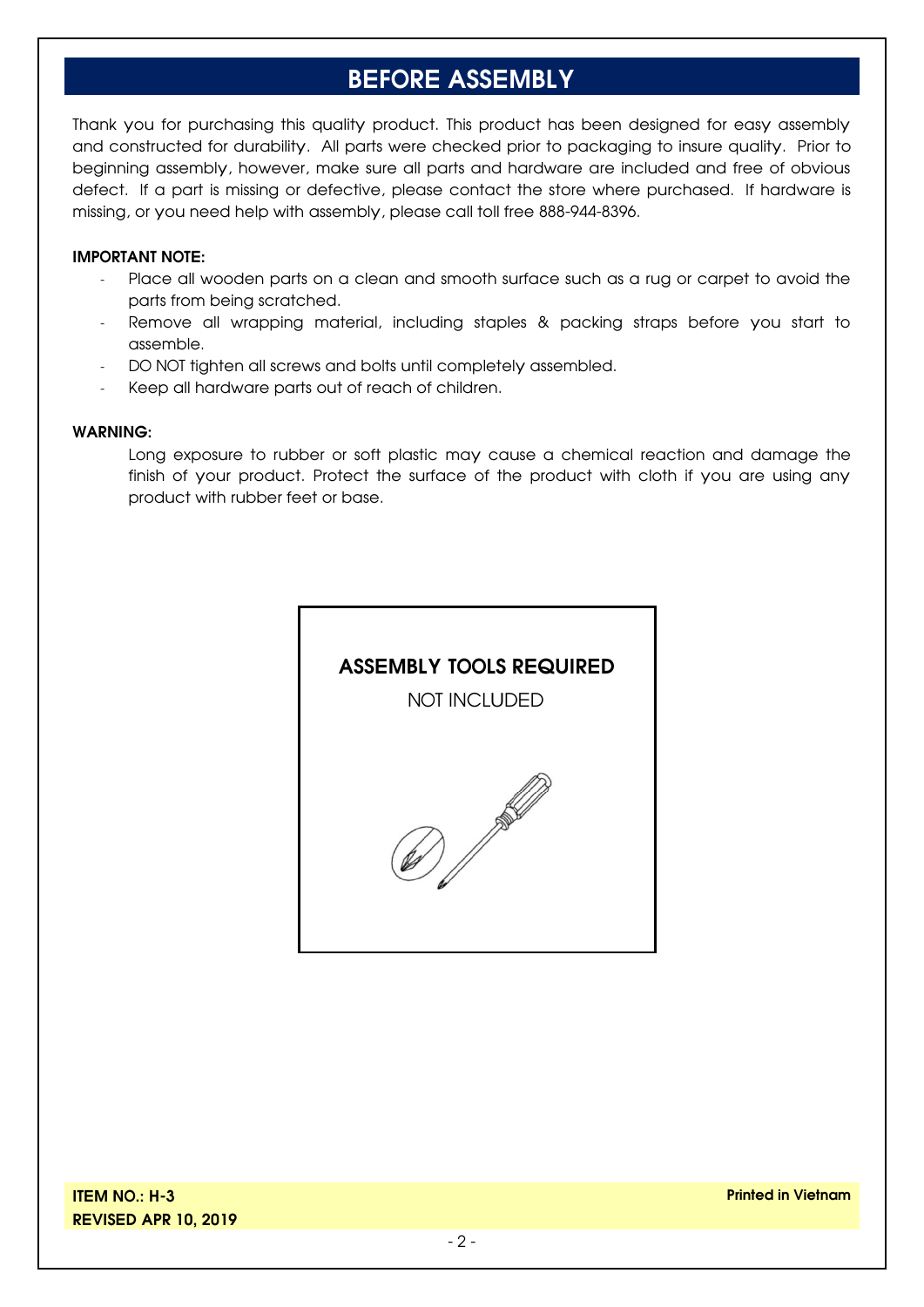# BEFORE ASSEMBLY

Thank you for purchasing this quality product. This product has been designed for easy assembly and constructed for durability. All parts were checked prior to packaging to insure quality. Prior to beginning assembly, however, make sure all parts and hardware are included and free of obvious defect. If a part is missing or defective, please contact the store where purchased. If hardware is missing, or you need help with assembly, please call toll free 888-944-8396.

**IMPORTANT NOTE:**

- Place all wooden parts on a clean and smooth surface such as a rug or carpet to avoid the parts from being scratched.
- Remove all wrapping material, including staples & packing straps before you start to assemble.
- DO NOT tighten all screws and bolts until completely assembled.
- Keep all hardware parts out of reach of children.

**WARNING:**

Long exposure to rubber or soft plastic may cause a chemical reaction and damage the finish of your product. Protect the surface of the product with cloth if you are using any product with rubber feet or base.

**ASSEMBLY TOOLS REQUIRED**

NOT INCLUDED

**ITEM NO.: H-3**
**REVISED APR 10, 2019**

**Printed in Vietnam**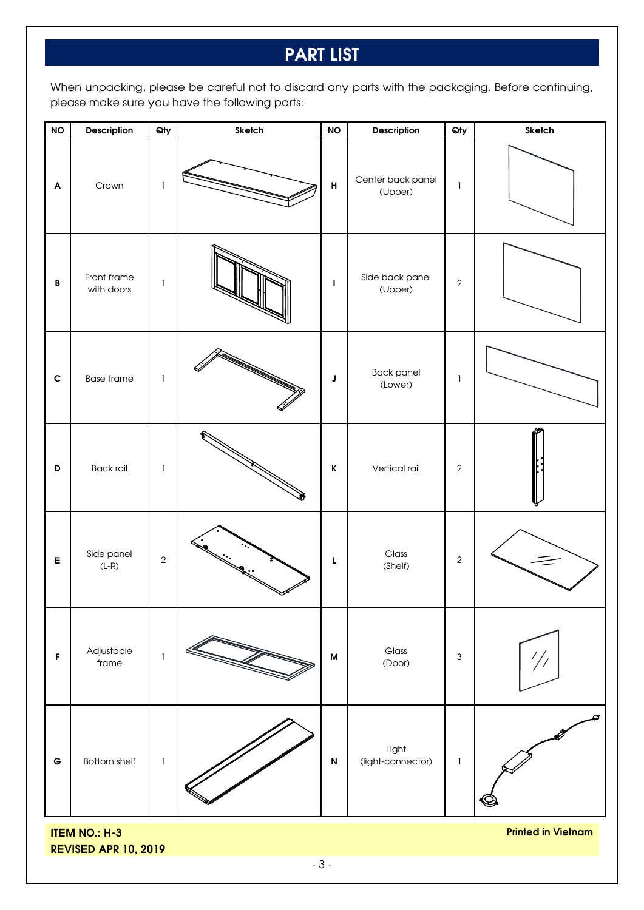# PART LIST

When unpacking, please be careful not to discard any parts with the packaging. Before continuing, please make sure you have the following parts:

| NO | Description | Qty | Sketch | NO | Description | Qty | Sketch |
|---|---|---|---|---|---|---|---|
| A | Crown | 1 | | H | Center back panel (Upper) | 1 | |
| B | Front frame with doors | 1 | | I | Side back panel (Upper) | 2 | |
| C | Base frame | 1 | | J | Back panel (Lower) | 1 | |
| D | Back rail | 1 | | K | Vertical rail | 2 | |
| E | Side panel (L-R) | 2 | | L | Glass (Shelf) | 2 | |
| F | Adjustable frame | 1 | | M | Glass (Door) | 3 | |
| G | Bottom shelf | 1 | | N | Light (light-connector) | 1 | |

**ITEM NO.: H-3**
**REVISED APR 10, 2019**

**Printed in Vietnam**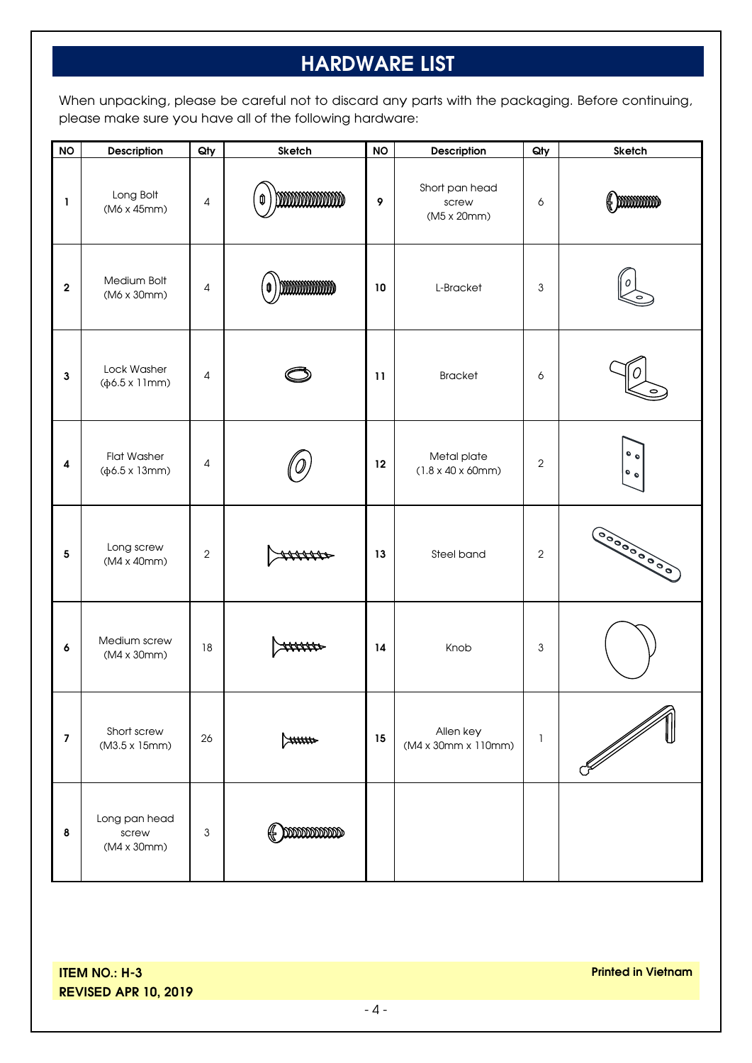# HARDWARE LIST

When unpacking, please be careful not to discard any parts with the packaging. Before continuing, please make sure you have all of the following hardware:

| NO | Description | Qty | Sketch | NO | Description | Qty | Sketch |
|---|---|---|---|---|---|---|---|
| 1 | Long Bolt (M6 x 45mm) | 4 | | 9 | Short pan head screw (M5 x 20mm) | 6 | |
| 2 | Medium Bolt (M6 x 30mm) | 4 | | 10 | L-Bracket | 3 | |
| 3 | Lock Washer (ф6.5 x 11mm) | 4 | | 11 | Bracket | 6 | |
| 4 | Flat Washer (ф6.5 x 13mm) | 4 | | 12 | Metal plate (1.8 x 40 x 60mm) | 2 | |
| 5 | Long screw (M4 x 40mm) | 2 | | 13 | Steel band | 2 | |
| 6 | Medium screw (M4 x 30mm) | 18 | | 14 | Knob | 3 | |
| 7 | Short screw (M3.5 x 15mm) | 26 | | 15 | Allen key (M4 x 30mm x 110mm) | 1 | |
| 8 | Long pan head screw (M4 x 30mm) | 3 | | | | | |

**ITEM NO.: H-3**
**REVISED APR 10, 2019**

**Printed in Vietnam**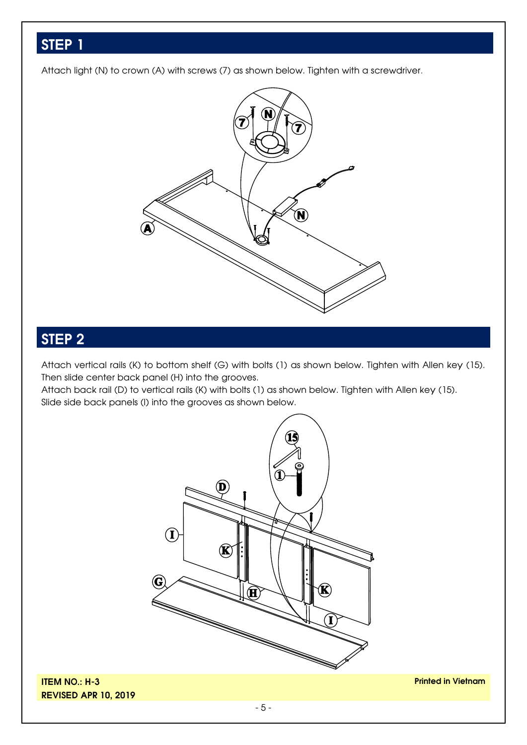## STEP 1

Attach light (N) to crown (A) with screws (7) as shown below. Tighten with a screwdriver.

## STEP 2

Attach vertical rails (K) to bottom shelf (G) with bolts (1) as shown below. Tighten with Allen key (15). Then slide center back panel (H) into the grooves.
Attach back rail (D) to vertical rails (K) with bolts (1) as shown below. Tighten with Allen key (15).
Slide side back panels (I) into the grooves as shown below.

**ITEM NO.: H-3**
**REVISED APR 10, 2019**

**Printed in Vietnam**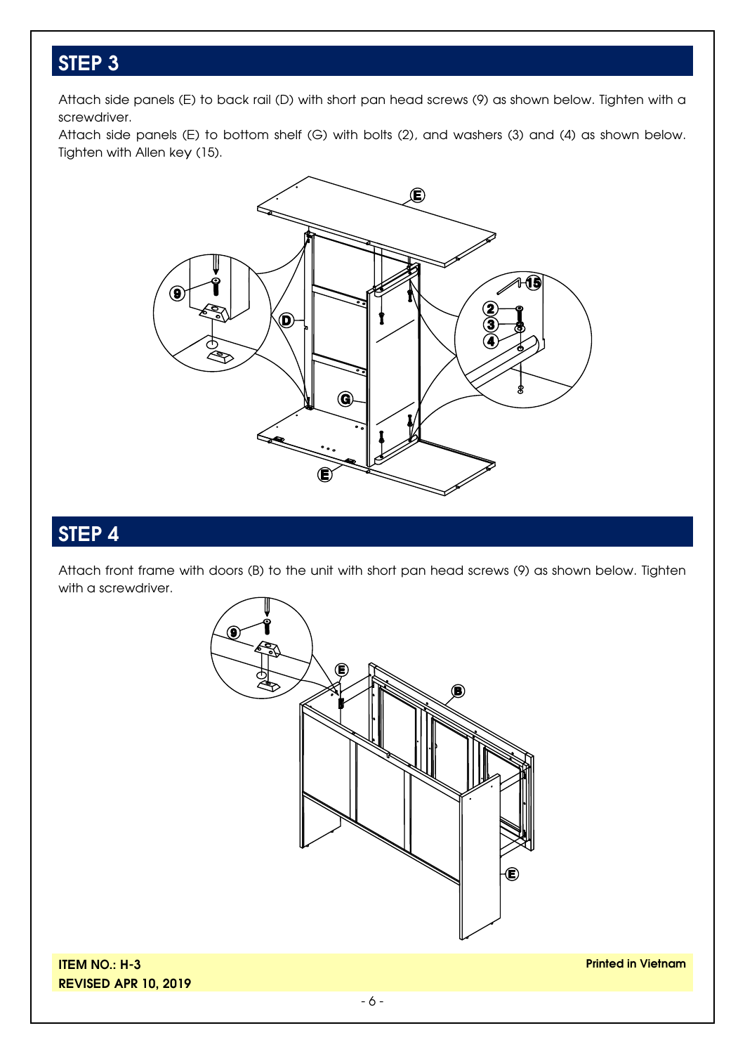## STEP 3

Attach side panels (E) to back rail (D) with short pan head screws (9) as shown below. Tighten with a screwdriver.

Attach side panels (E) to bottom shelf (G) with bolts (2), and washers (3) and (4) as shown below. Tighten with Allen key (15).

## STEP 4

Attach front frame with doors (B) to the unit with short pan head screws (9) as shown below. Tighten with a screwdriver.

**ITEM NO.: H-3**
**REVISED APR 10, 2019**

**Printed in Vietnam**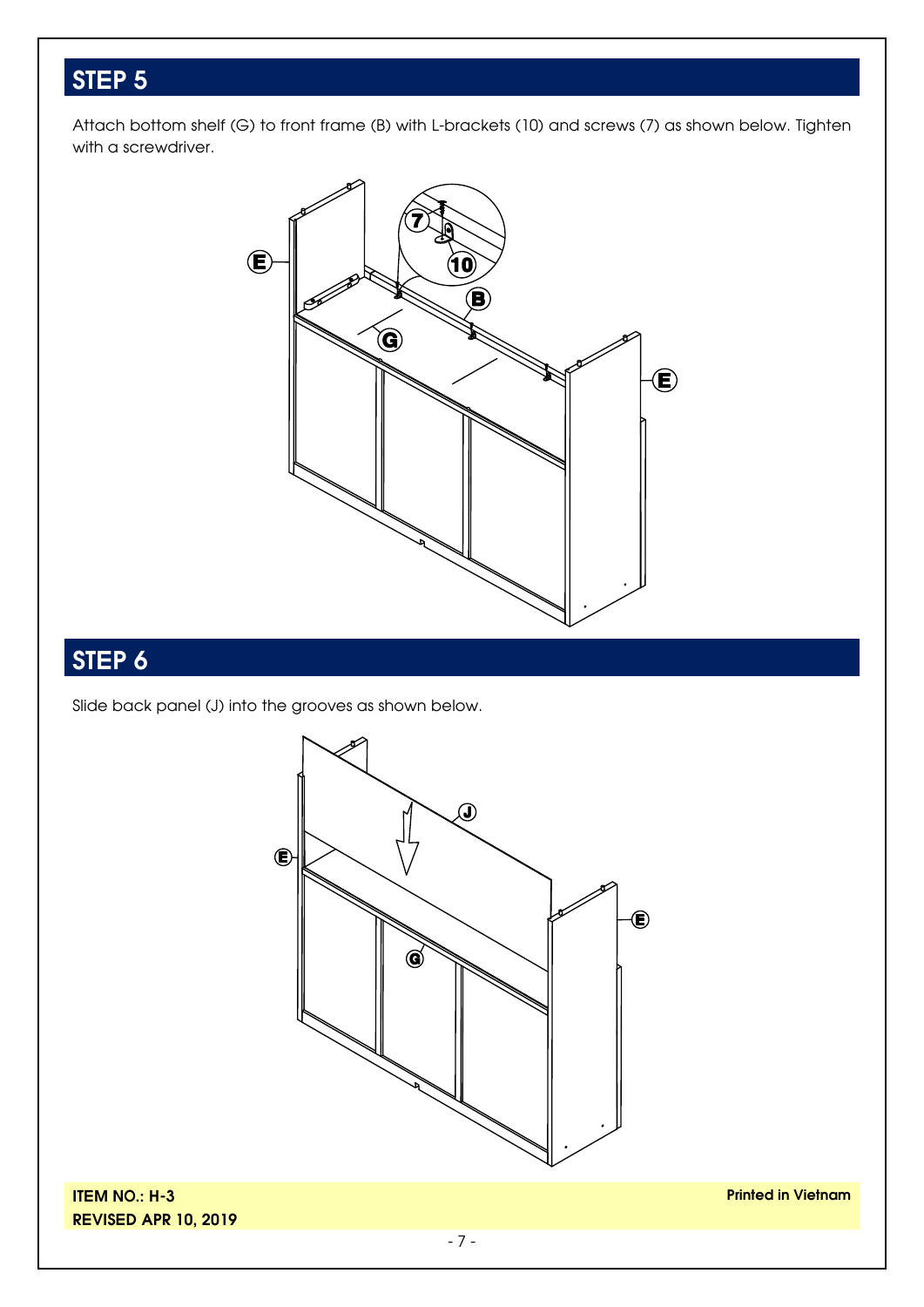## STEP 5

Attach bottom shelf (G) to front frame (B) with L-brackets (10) and screws (7) as shown below. Tighten with a screwdriver.

## STEP 6

Slide back panel (J) into the grooves as shown below.

**ITEM NO.: H-3**
**REVISED APR 10, 2019**

**Printed in Vietnam**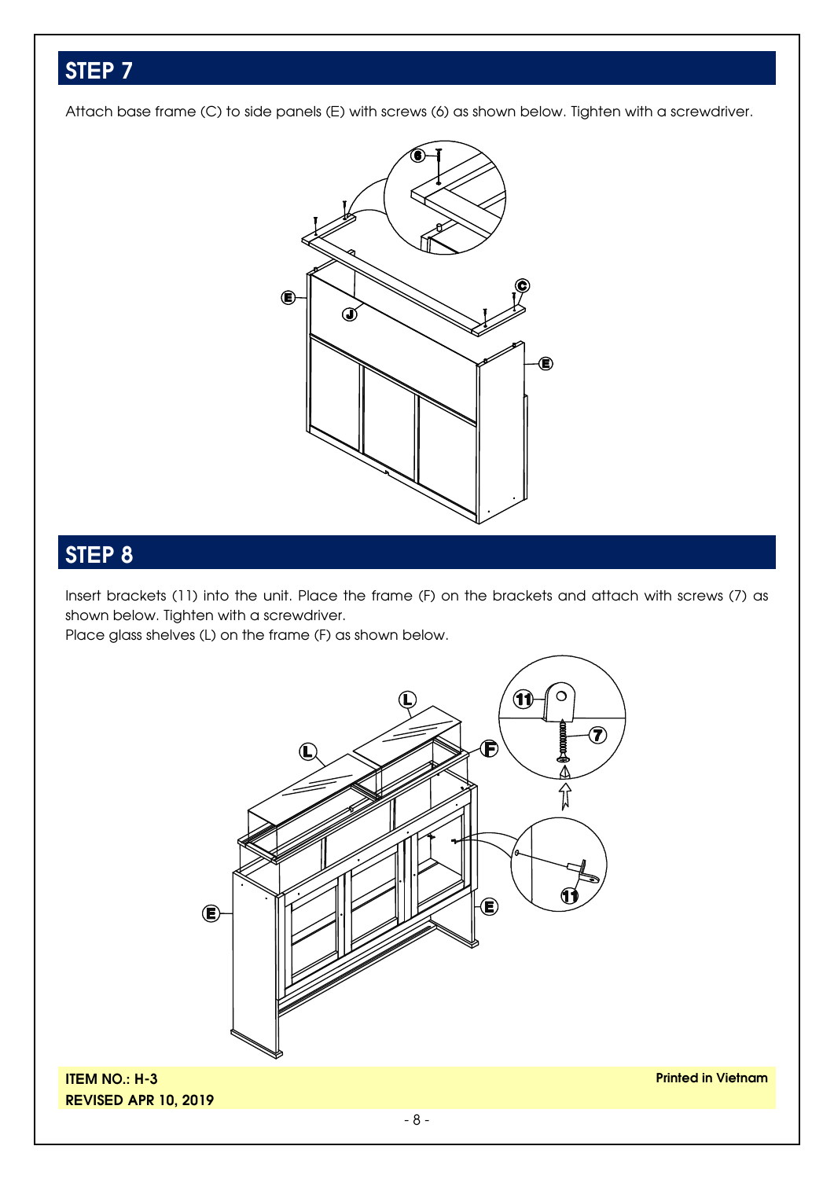## STEP 7

Attach base frame (C) to side panels (E) with screws (6) as shown below. Tighten with a screwdriver.

## STEP 8

Insert brackets (11) into the unit. Place the frame (F) on the brackets and attach with screws (7) as shown below. Tighten with a screwdriver.

Place glass shelves (L) on the frame (F) as shown below.

**ITEM NO.: H-3**
**REVISED APR 10, 2019**

**Printed in Vietnam**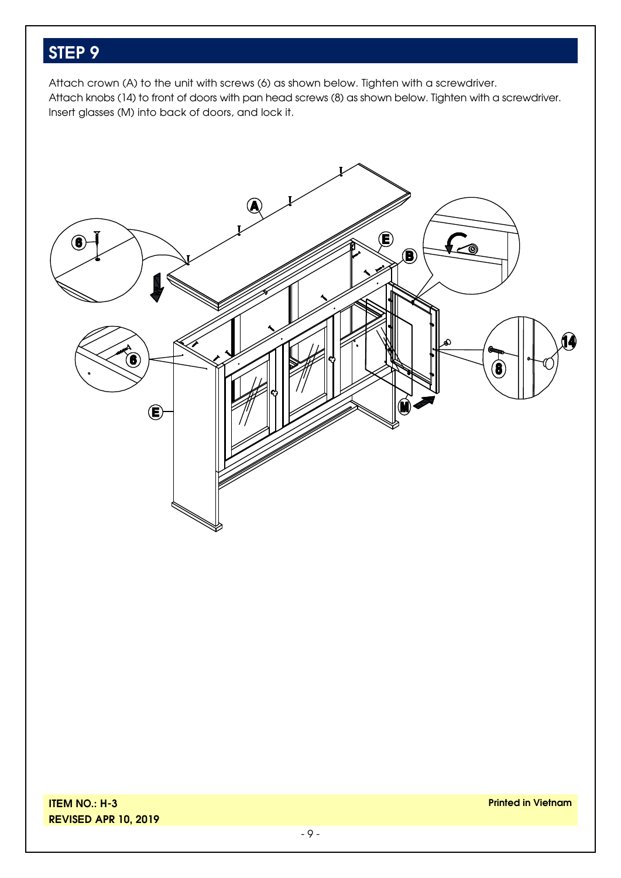## STEP 9

Attach crown (A) to the unit with screws (6) as shown below. Tighten with a screwdriver.
Attach knobs (14) to front of doors with pan head screws (8) as shown below. Tighten with a screwdriver.
Insert glasses (M) into back of doors, and lock it.

**ITEM NO.: H-3**
**REVISED APR 10, 2019**

**Printed in Vietnam**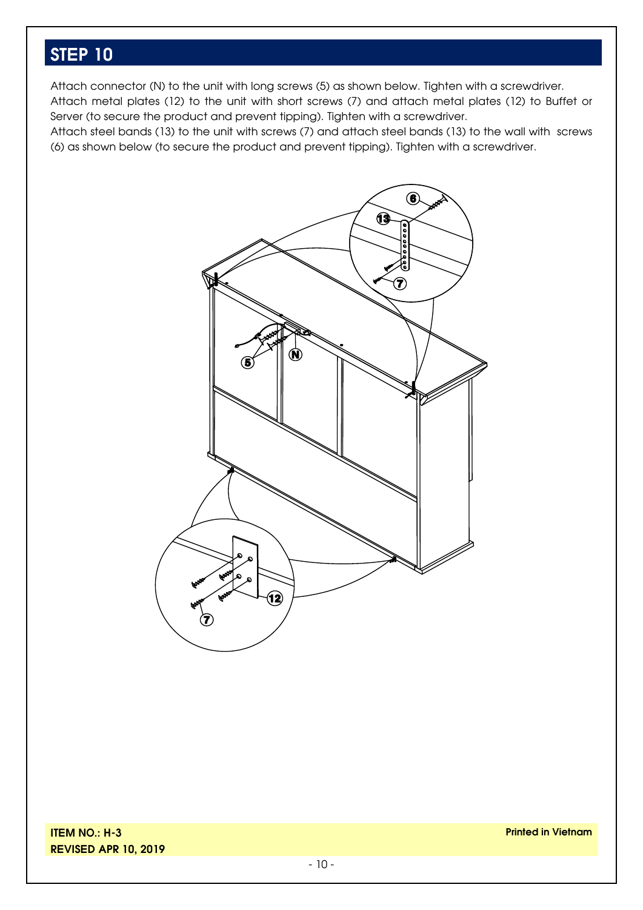## STEP 10

Attach connector (N) to the unit with long screws (5) as shown below. Tighten with a screwdriver.
Attach metal plates (12) to the unit with short screws (7) and attach metal plates (12) to Buffet or Server (to secure the product and prevent tipping). Tighten with a screwdriver.
Attach steel bands (13) to the unit with screws (7) and attach steel bands (13) to the wall with screws (6) as shown below (to secure the product and prevent tipping). Tighten with a screwdriver.

6
13
7
5
N
12
7

**ITEM NO.: H-3**
**REVISED APR 10, 2019**

**Printed in Vietnam**